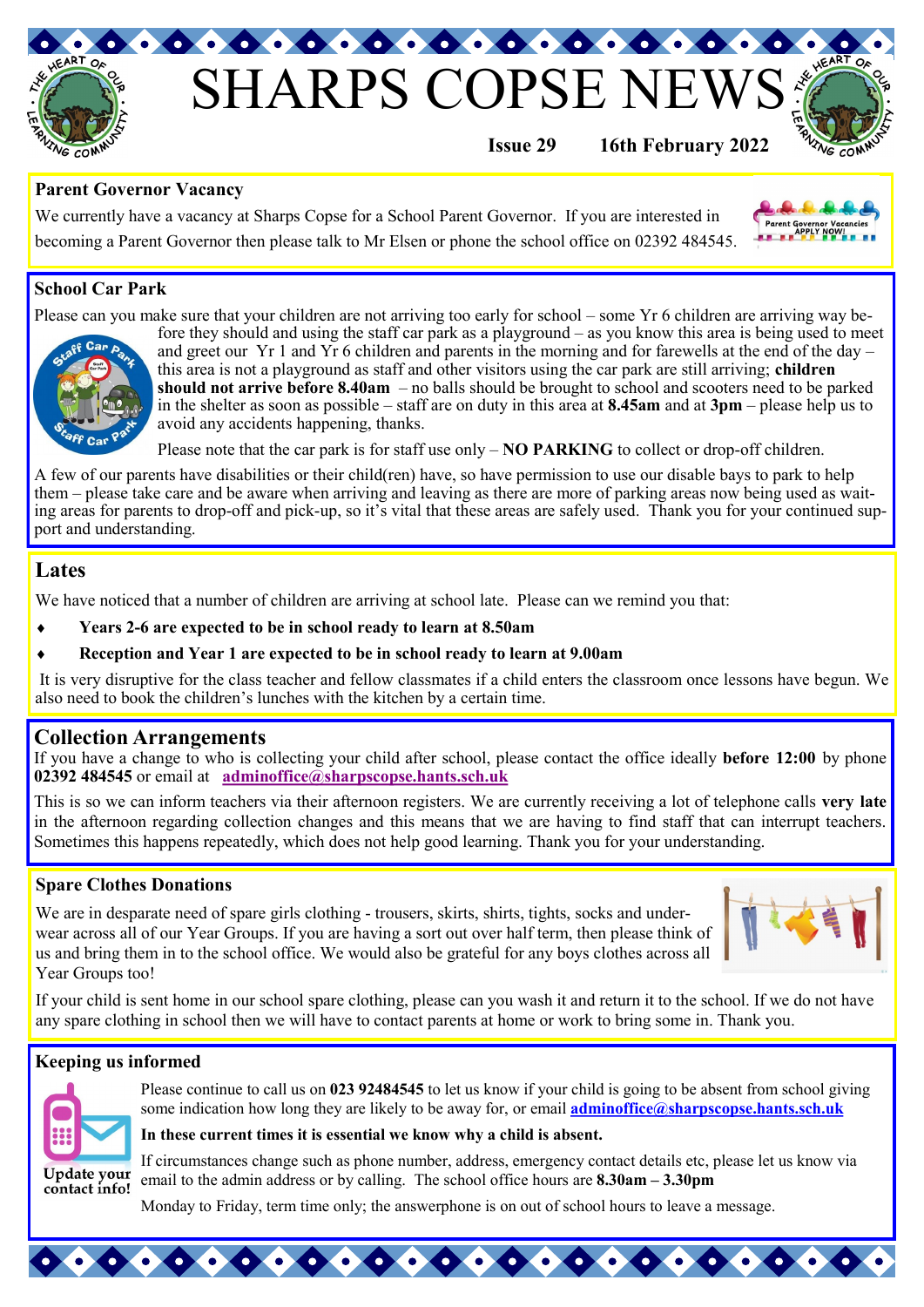# SHARPS COPSE NEWS

**Issue 29 16th February 2022**

## Parent Governor Vacancy

We currently have a vacancy at Sharps Copse for a School Parent Governor. If you are interested in becoming a Parent Governor then please talk to Mr Elsen or phone the school office on 02392 484545.

## School Car Park

Please can you make sure that your children are not arriving too early for school – some Yr 6 children are arriving way before they should and using the staff car park as a playground – as you know this area is being used to meet and greet our Yr 1 and Yr 6 children and parents in the morning and for farewells at the end of the day – this area is not a playground as staff and other visitors using the car park are still arriving; **children should not arrive before 8.40am** – no balls should be brought to school and scooters need to be parked in the shelter as soon as possible – staff are on duty in this area at **8.45am** and at **3pm** – please help us to avoid any accidents happening, thanks.

Please note that the car park is for staff use only – **NO PARKING** to collect or drop-off children.

A few of our parents have disabilities or their child(ren) have, so have permission to use our disable bays to park to help them – please take care and be aware when arriving and leaving as there are more of parking areas now being used as waiting areas for parents to drop-off and pick-up, so it's vital that these areas are safely used. Thank you for your continued support and understanding.

## Lates

We have noticed that a number of children are arriving at school late. Please can we remind you that:

- **Years 2-6 are expected to be in school ready to learn at 8.50am**
- **Reception and Year 1 are expected to be in school ready to learn at 9.00am**

It is very disruptive for the class teacher and fellow classmates if a child enters the classroom once lessons have begun. We also need to book the children's lunches with the kitchen by a certain time.

## Collection Arrangements

If you have a change to who is collecting your child after school, please contact the office ideally **before 12:00** by phone **02392 484545** or email at **adminoffice@sharpscope.hants.sch.uk**

This is so we can inform teachers via their afternoon registers. We are currently receiving a lot of telephone calls **very late** in the afternoon regarding collection changes and this means that we are having to find staff that can interrupt teachers. Sometimes this happens repeatedly, which does not help good learning. Thank you for your understanding.

## Spare Clothes Donations

We are in desparate need of spare girls clothing - trousers, skirts, shirts, tights, socks and underwear across all of our Year Groups. If you are having a sort out over half term, then please think of us and bring them in to the school office. We would also be grateful for any boys clothes across all Year Groups too!

If your child is sent home in our school spare clothing, please can you wash it and return it to the school. If we do not have any spare clothing in school then we will have to contact parents at home or work to bring some in. Thank you.

## Keeping us informed

Please continue to call us on **023 92484545** to let us know if your child is going to be absent from school giving some indication how long they are likely to be away for, or email **adminoffice@sharpscope.hants.sch.uk**

**In these current times it is essential we know why a child is absent.**

Update your contact info!

If circumstances change such as phone number, address, emergency contact details etc, please let us know via email to the admin address or by calling. The school office hours are **8.30am – 3.30pm**

Monday to Friday, term time only; the answerphone is on out of school hours to leave a message.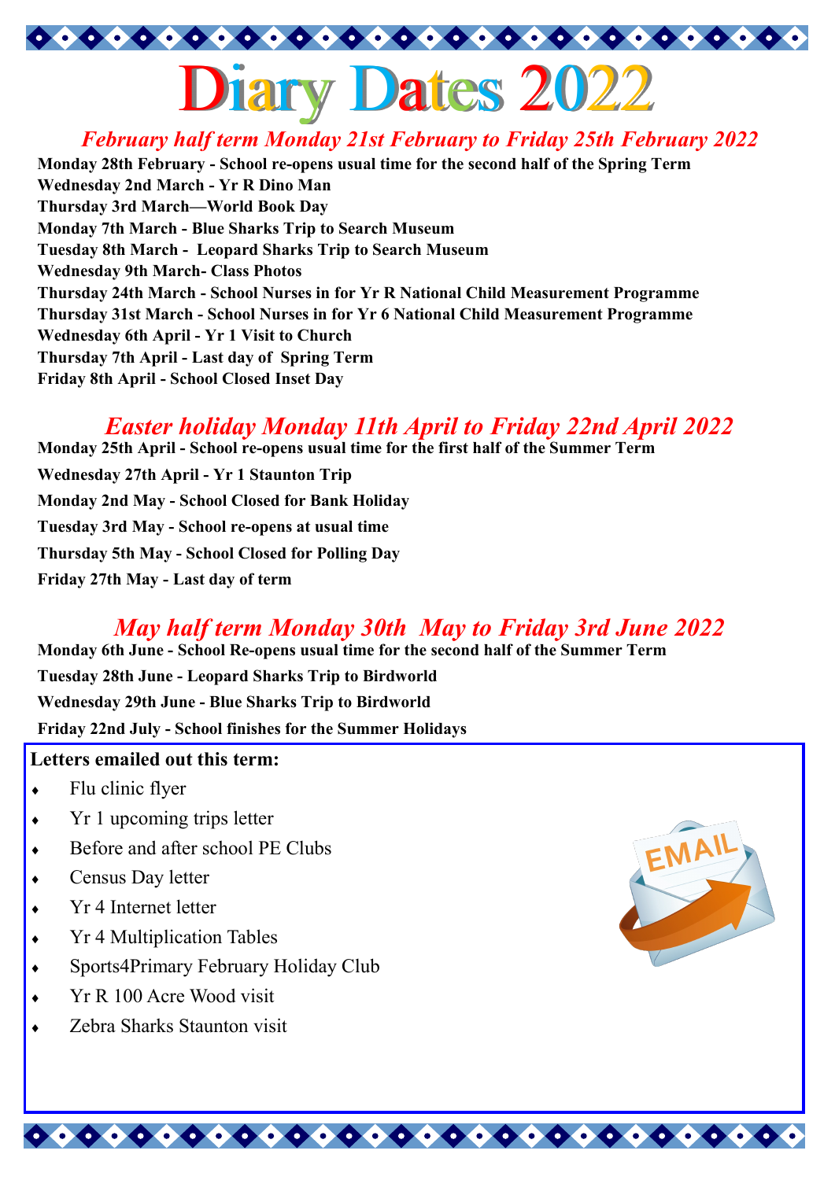# Diary Dates 2022

## *February half term Monday 21st February to Friday 25th February 2022*

**Monday 28th February - School re-opens usual time for the second half of the Spring Term**
**Wednesday 2nd March - Yr R Dino Man**
**Thursday 3rd March—World Book Day**
**Monday 7th March - Blue Sharks Trip to Search Museum**
**Tuesday 8th March - Leopard Sharks Trip to Search Museum**
**Wednesday 9th March- Class Photos**
**Thursday 24th March - School Nurses in for Yr R National Child Measurement Programme**
**Thursday 31st March - School Nurses in for Yr 6 National Child Measurement Programme**
**Wednesday 6th April - Yr 1 Visit to Church**
**Thursday 7th April - Last day of Spring Term**
**Friday 8th April - School Closed Inset Day**

## *Easter holiday Monday 11th April to Friday 22nd April 2022*

**Monday 25th April - School re-opens usual time for the first half of the Summer Term**

**Wednesday 27th April - Yr 1 Staunton Trip**

**Monday 2nd May - School Closed for Bank Holiday**

**Tuesday 3rd May - School re-opens at usual time**

**Thursday 5th May - School Closed for Polling Day**

**Friday 27th May - Last day of term**

## *May half term Monday 30th May to Friday 3rd June 2022*

**Monday 6th June - School Re-opens usual time for the second half of the Summer Term**

**Tuesday 28th June - Leopard Sharks Trip to Birdworld**

**Wednesday 29th June - Blue Sharks Trip to Birdworld**

**Friday 22nd July - School finishes for the Summer Holidays**

**Letters emailed out this term:**

- Flu clinic flyer
- Yr 1 upcoming trips letter
- Before and after school PE Clubs
- Census Day letter
- Yr 4 Internet letter
- Yr 4 Multiplication Tables
- Sports4Primary February Holiday Club
- Yr R 100 Acre Wood visit
- Zebra Sharks Staunton visit